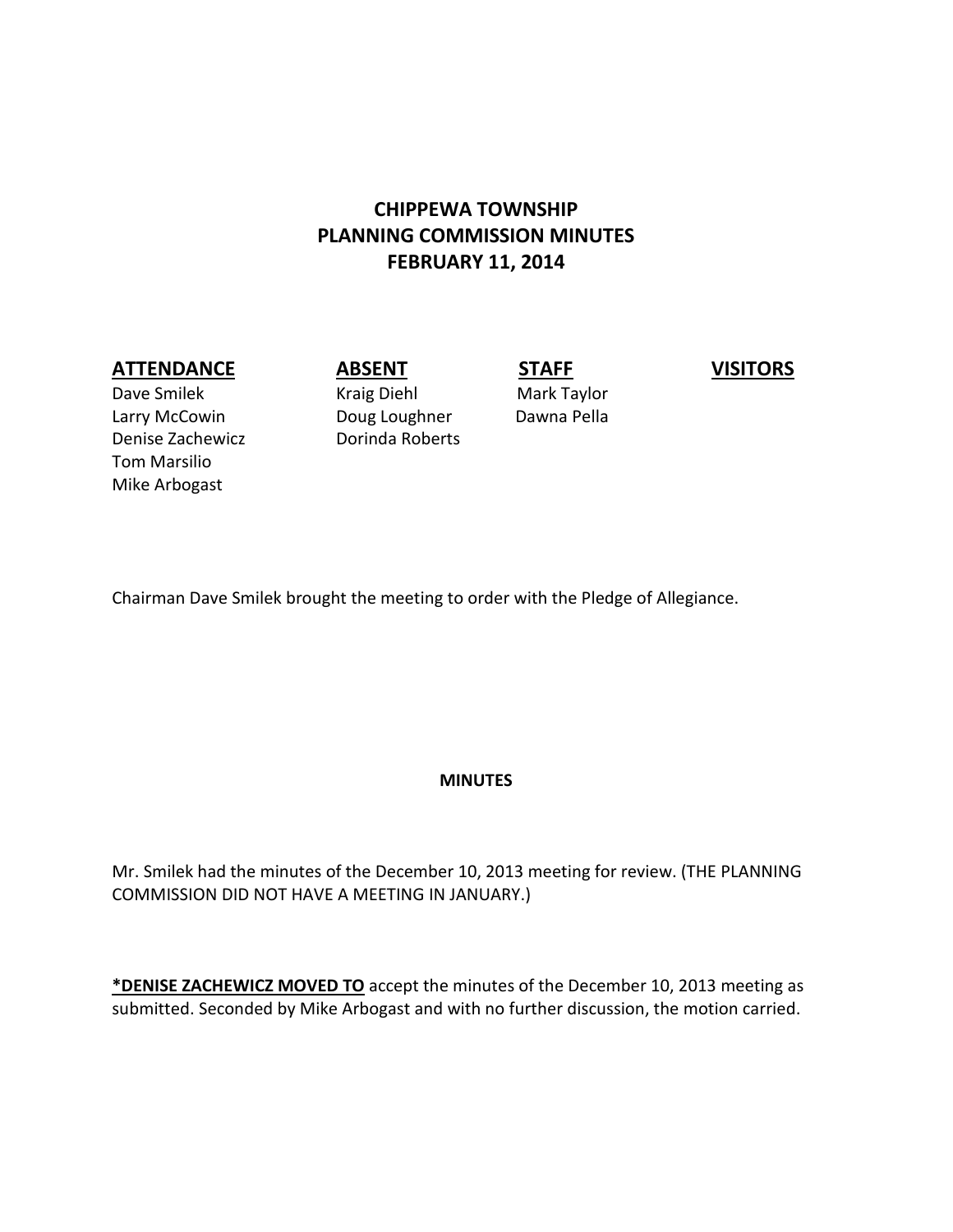# CHIPPEWA TOWNSHIP
# PLANNING COMMISSION MINUTES
# FEBRUARY 11, 2014

| **ATTENDANCE** | **ABSENT** | **STAFF** | **VISITORS** |
|---|---|---|---|
| Dave Smilek | Kraig Diehl | Mark Taylor | |
| Larry McCowin | Doug Loughner | Dawna Pella | |
| Denise Zachewicz | Dorinda Roberts | | |
| Tom Marsilio | | | |
| Mike Arbogast | | | |

Chairman Dave Smilek brought the meeting to order with the Pledge of Allegiance.

**MINUTES**

Mr. Smilek had the minutes of the December 10, 2013 meeting for review. (THE PLANNING COMMISSION DID NOT HAVE A MEETING IN JANUARY.)

**\*DENISE ZACHEWICZ MOVED TO** accept the minutes of the December 10, 2013 meeting as submitted. Seconded by Mike Arbogast and with no further discussion, the motion carried.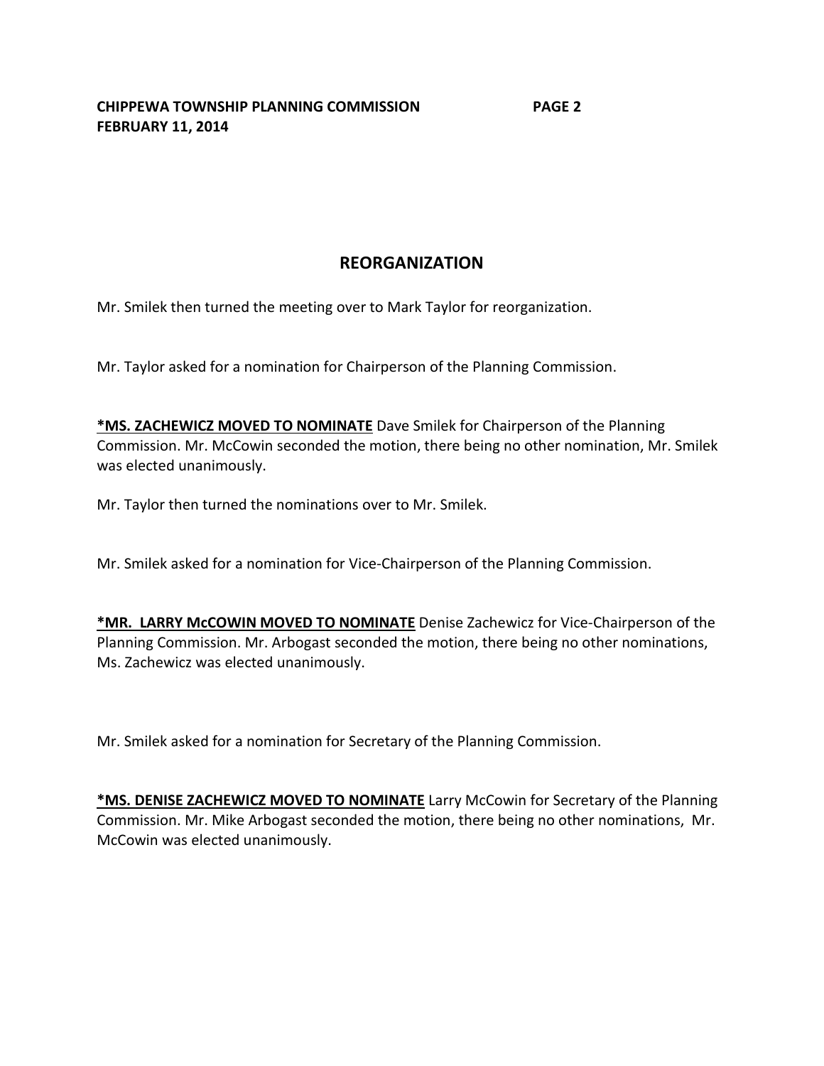## REORGANIZATION

Mr. Smilek then turned the meeting over to Mark Taylor for reorganization.

Mr. Taylor asked for a nomination for Chairperson of the Planning Commission.

**<u>*MS. ZACHEWICZ MOVED TO NOMINATE</u>** Dave Smilek for Chairperson of the Planning Commission. Mr. McCowin seconded the motion, there being no other nomination, Mr. Smilek was elected unanimously.

Mr. Taylor then turned the nominations over to Mr. Smilek.

Mr. Smilek asked for a nomination for Vice-Chairperson of the Planning Commission.

**<u>*MR. LARRY McCOWIN MOVED TO NOMINATE</u>** Denise Zachewicz for Vice-Chairperson of the Planning Commission. Mr. Arbogast seconded the motion, there being no other nominations, Ms. Zachewicz was elected unanimously.

Mr. Smilek asked for a nomination for Secretary of the Planning Commission.

**<u>*MS. DENISE ZACHEWICZ MOVED TO NOMINATE</u>** Larry McCowin for Secretary of the Planning Commission. Mr. Mike Arbogast seconded the motion, there being no other nominations, Mr. McCowin was elected unanimously.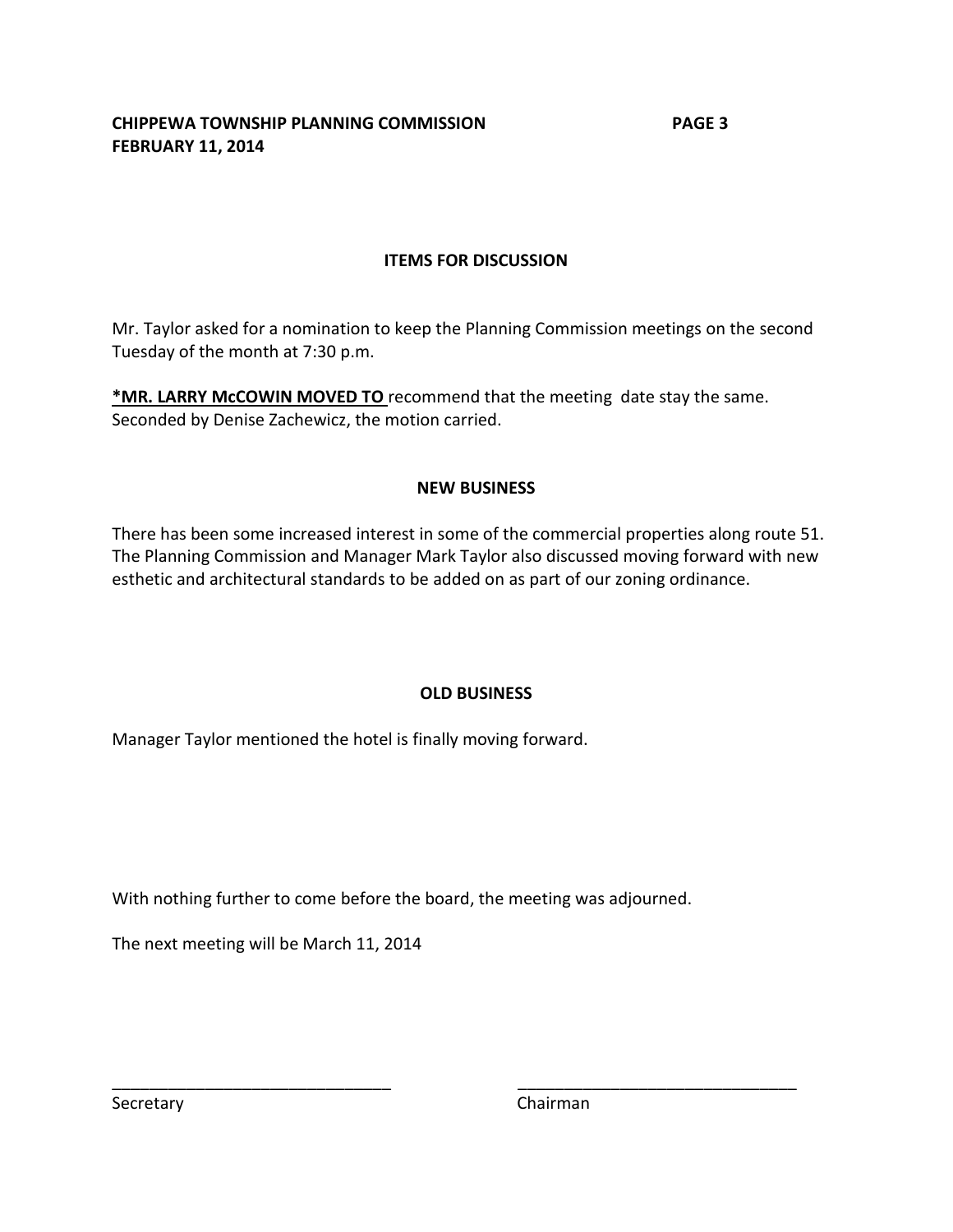## ITEMS FOR DISCUSSION

Mr. Taylor asked for a nomination to keep the Planning Commission meetings on the second Tuesday of the month at 7:30 p.m.

**\*MR. LARRY McCOWIN MOVED TO** recommend that the meeting date stay the same. Seconded by Denise Zachewicz, the motion carried.

## NEW BUSINESS

There has been some increased interest in some of the commercial properties along route 51. The Planning Commission and Manager Mark Taylor also discussed moving forward with new esthetic and architectural standards to be added on as part of our zoning ordinance.

## OLD BUSINESS

Manager Taylor mentioned the hotel is finally moving forward.

With nothing further to come before the board, the meeting was adjourned.

The next meeting will be March 11, 2014

______________________________ ______________________________

Secretary Chairman